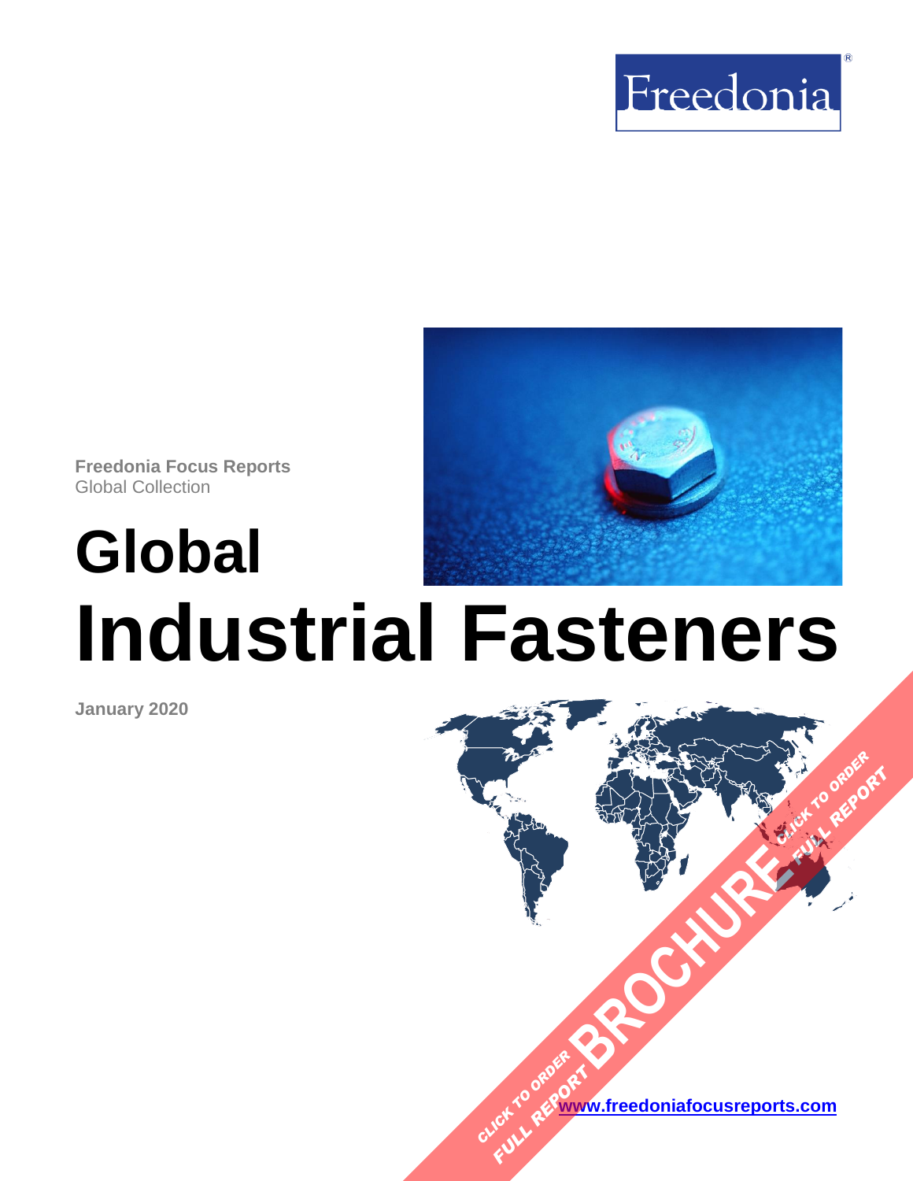Freedonia

**Freedonia Focus Reports**
Global Collection

# Global Industrial Fasteners

**January 2020**

CLICK TO ORDER FULL REPORT BROCHURE CLICK TO ORDER FULL REPORT

**www.freedoniafocusreports.com**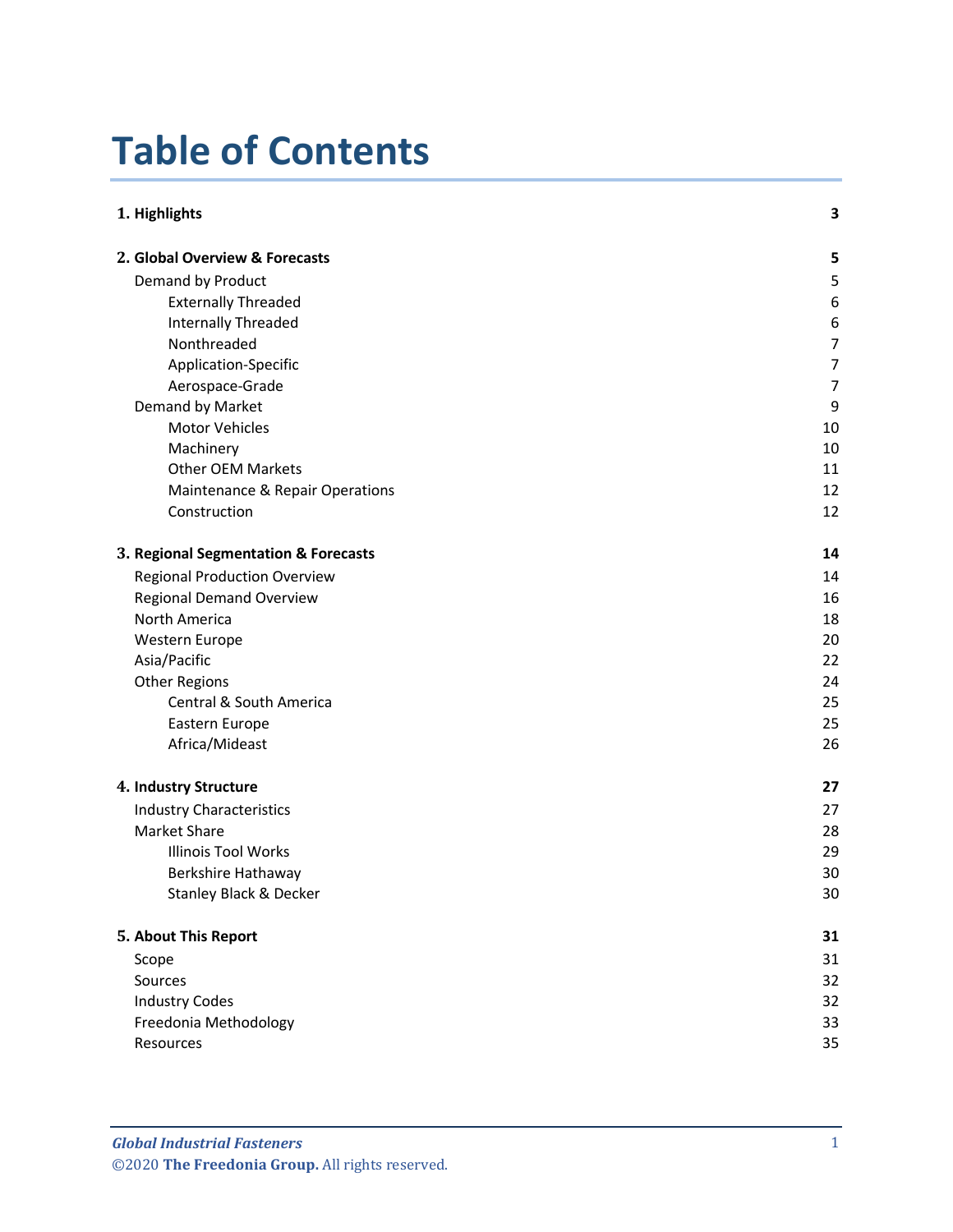# Table of Contents

| | |
|---|---|
| **1. Highlights** | **3** |
| **2. Global Overview & Forecasts** | **5** |
| Demand by Product | 5 |
| Externally Threaded | 6 |
| Internally Threaded | 6 |
| Nonthreaded | 7 |
| Application-Specific | 7 |
| Aerospace-Grade | 7 |
| Demand by Market | 9 |
| Motor Vehicles | 10 |
| Machinery | 10 |
| Other OEM Markets | 11 |
| Maintenance & Repair Operations | 12 |
| Construction | 12 |
| **3. Regional Segmentation & Forecasts** | **14** |
| Regional Production Overview | 14 |
| Regional Demand Overview | 16 |
| North America | 18 |
| Western Europe | 20 |
| Asia/Pacific | 22 |
| Other Regions | 24 |
| Central & South America | 25 |
| Eastern Europe | 25 |
| Africa/Mideast | 26 |
| **4. Industry Structure** | **27** |
| Industry Characteristics | 27 |
| Market Share | 28 |
| Illinois Tool Works | 29 |
| Berkshire Hathaway | 30 |
| Stanley Black & Decker | 30 |
| **5. About This Report** | **31** |
| Scope | 31 |
| Sources | 32 |
| Industry Codes | 32 |
| Freedonia Methodology | 33 |
| Resources | 35 |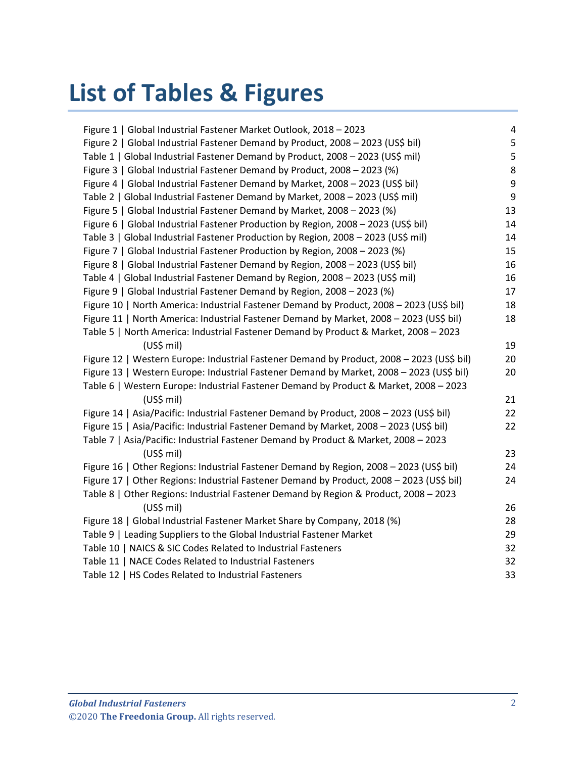# List of Tables & Figures

| | |
|---|---|
| Figure 1 \| Global Industrial Fastener Market Outlook, 2018 – 2023 | 4 |
| Figure 2 \| Global Industrial Fastener Demand by Product, 2008 – 2023 (US$ bil) | 5 |
| Table 1 \| Global Industrial Fastener Demand by Product, 2008 – 2023 (US$ mil) | 5 |
| Figure 3 \| Global Industrial Fastener Demand by Product, 2008 – 2023 (%) | 8 |
| Figure 4 \| Global Industrial Fastener Demand by Market, 2008 – 2023 (US$ bil) | 9 |
| Table 2 \| Global Industrial Fastener Demand by Market, 2008 – 2023 (US$ mil) | 9 |
| Figure 5 \| Global Industrial Fastener Demand by Market, 2008 – 2023 (%) | 13 |
| Figure 6 \| Global Industrial Fastener Production by Region, 2008 – 2023 (US$ bil) | 14 |
| Table 3 \| Global Industrial Fastener Production by Region, 2008 – 2023 (US$ mil) | 14 |
| Figure 7 \| Global Industrial Fastener Production by Region, 2008 – 2023 (%) | 15 |
| Figure 8 \| Global Industrial Fastener Demand by Region, 2008 – 2023 (US$ bil) | 16 |
| Table 4 \| Global Industrial Fastener Demand by Region, 2008 – 2023 (US$ mil) | 16 |
| Figure 9 \| Global Industrial Fastener Demand by Region, 2008 – 2023 (%) | 17 |
| Figure 10 \| North America: Industrial Fastener Demand by Product, 2008 – 2023 (US$ bil) | 18 |
| Figure 11 \| North America: Industrial Fastener Demand by Market, 2008 – 2023 (US$ bil) | 18 |
| Table 5 \| North America: Industrial Fastener Demand by Product & Market, 2008 – 2023 (US$ mil) | 19 |
| Figure 12 \| Western Europe: Industrial Fastener Demand by Product, 2008 – 2023 (US$ bil) | 20 |
| Figure 13 \| Western Europe: Industrial Fastener Demand by Market, 2008 – 2023 (US$ bil) | 20 |
| Table 6 \| Western Europe: Industrial Fastener Demand by Product & Market, 2008 – 2023 (US$ mil) | 21 |
| Figure 14 \| Asia/Pacific: Industrial Fastener Demand by Product, 2008 – 2023 (US$ bil) | 22 |
| Figure 15 \| Asia/Pacific: Industrial Fastener Demand by Market, 2008 – 2023 (US$ bil) | 22 |
| Table 7 \| Asia/Pacific: Industrial Fastener Demand by Product & Market, 2008 – 2023 (US$ mil) | 23 |
| Figure 16 \| Other Regions: Industrial Fastener Demand by Region, 2008 – 2023 (US$ bil) | 24 |
| Figure 17 \| Other Regions: Industrial Fastener Demand by Product, 2008 – 2023 (US$ bil) | 24 |
| Table 8 \| Other Regions: Industrial Fastener Demand by Region & Product, 2008 – 2023 (US$ mil) | 26 |
| Figure 18 \| Global Industrial Fastener Market Share by Company, 2018 (%) | 28 |
| Table 9 \| Leading Suppliers to the Global Industrial Fastener Market | 29 |
| Table 10 \| NAICS & SIC Codes Related to Industrial Fasteners | 32 |
| Table 11 \| NACE Codes Related to Industrial Fasteners | 32 |
| Table 12 \| HS Codes Related to Industrial Fasteners | 33 |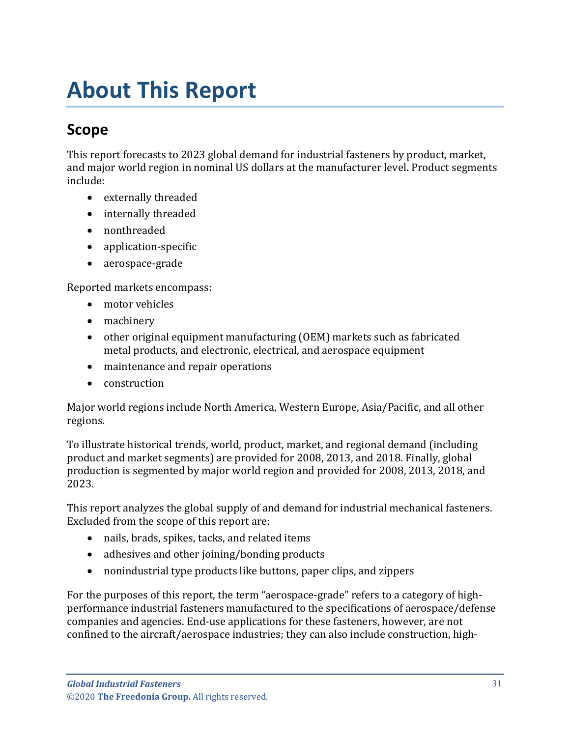# About This Report

## Scope

This report forecasts to 2023 global demand for industrial fasteners by product, market, and major world region in nominal US dollars at the manufacturer level. Product segments include:

- externally threaded
- internally threaded
- nonthreaded
- application-specific
- aerospace-grade

Reported markets encompass:

- motor vehicles
- machinery
- other original equipment manufacturing (OEM) markets such as fabricated metal products, and electronic, electrical, and aerospace equipment
- maintenance and repair operations
- construction

Major world regions include North America, Western Europe, Asia/Pacific, and all other regions.

To illustrate historical trends, world, product, market, and regional demand (including product and market segments) are provided for 2008, 2013, and 2018. Finally, global production is segmented by major world region and provided for 2008, 2013, 2018, and 2023.

This report analyzes the global supply of and demand for industrial mechanical fasteners. Excluded from the scope of this report are:

- nails, brads, spikes, tacks, and related items
- adhesives and other joining/bonding products
- nonindustrial type products like buttons, paper clips, and zippers

For the purposes of this report, the term "aerospace-grade" refers to a category of high-performance industrial fasteners manufactured to the specifications of aerospace/defense companies and agencies. End-use applications for these fasteners, however, are not confined to the aircraft/aerospace industries; they can also include construction, high-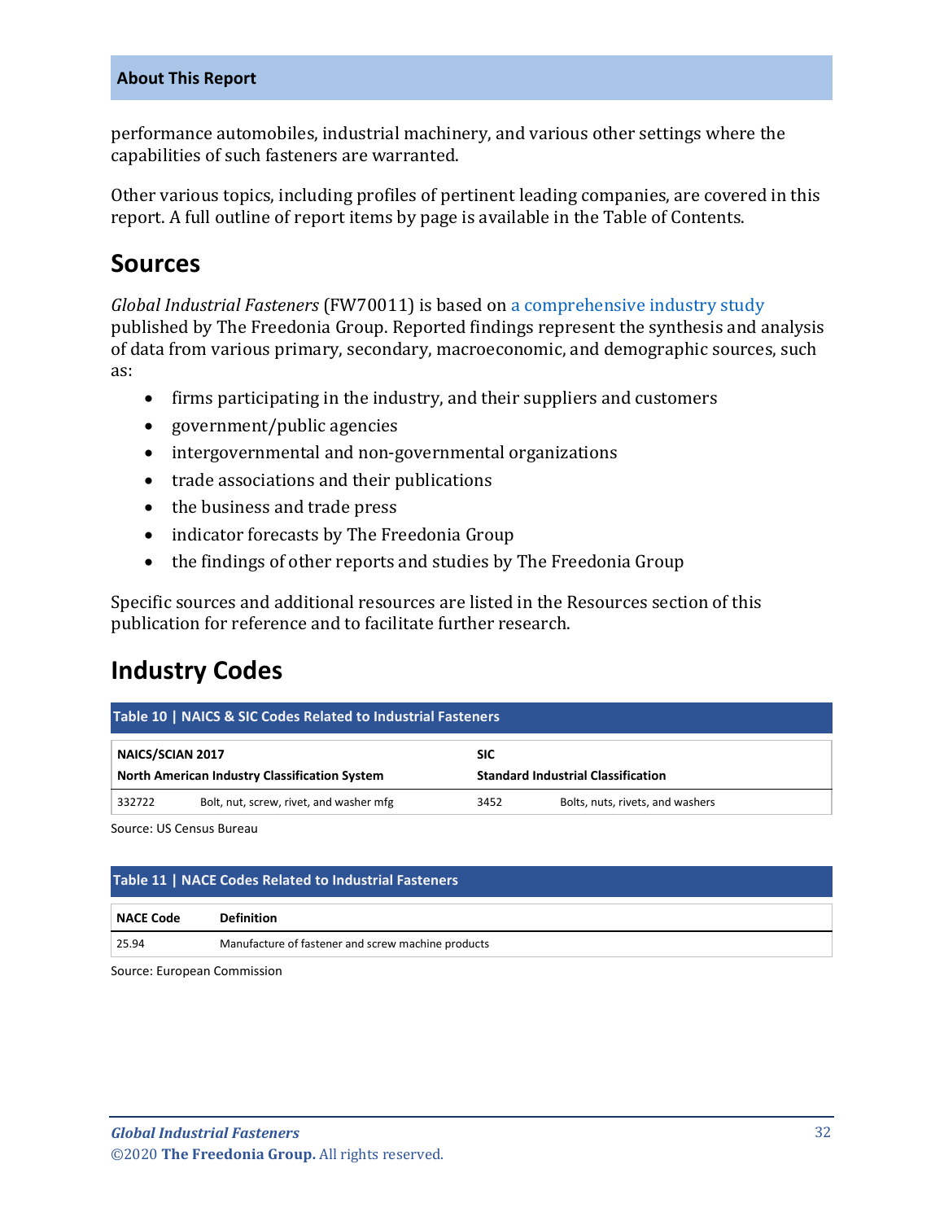performance automobiles, industrial machinery, and various other settings where the capabilities of such fasteners are warranted.

Other various topics, including profiles of pertinent leading companies, are covered in this report. A full outline of report items by page is available in the Table of Contents.

## Sources

*Global Industrial Fasteners* (FW70011) is based on a comprehensive industry study published by The Freedonia Group. Reported findings represent the synthesis and analysis of data from various primary, secondary, macroeconomic, and demographic sources, such as:

- firms participating in the industry, and their suppliers and customers
- government/public agencies
- intergovernmental and non-governmental organizations
- trade associations and their publications
- the business and trade press
- indicator forecasts by The Freedonia Group
- the findings of other reports and studies by The Freedonia Group

Specific sources and additional resources are listed in the Resources section of this publication for reference and to facilitate further research.

## Industry Codes

**Table 10 | NAICS & SIC Codes Related to Industrial Fasteners**

| NAICS/SCIAN 2017 North American Industry Classification System | | SIC Standard Industrial Classification | |
|---|---|---|---|
| 332722 | Bolt, nut, screw, rivet, and washer mfg | 3452 | Bolts, nuts, rivets, and washers |

Source: US Census Bureau

**Table 11 | NACE Codes Related to Industrial Fasteners**

| NACE Code | Definition |
|---|---|
| 25.94 | Manufacture of fastener and screw machine products |

Source: European Commission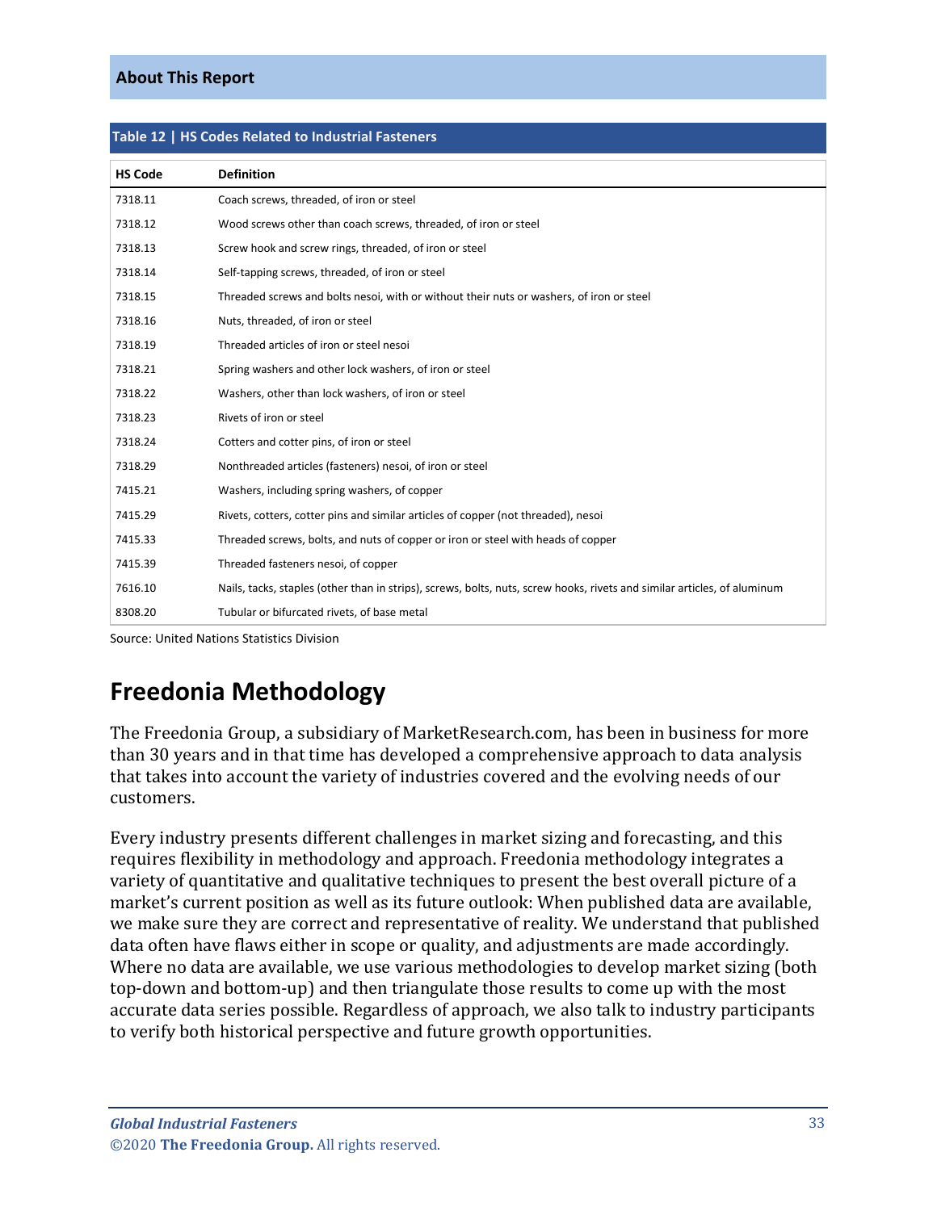## About This Report

**Table 12 | HS Codes Related to Industrial Fasteners**

| HS Code | Definition |
|---|---|
| 7318.11 | Coach screws, threaded, of iron or steel |
| 7318.12 | Wood screws other than coach screws, threaded, of iron or steel |
| 7318.13 | Screw hook and screw rings, threaded, of iron or steel |
| 7318.14 | Self-tapping screws, threaded, of iron or steel |
| 7318.15 | Threaded screws and bolts nesoi, with or without their nuts or washers, of iron or steel |
| 7318.16 | Nuts, threaded, of iron or steel |
| 7318.19 | Threaded articles of iron or steel nesoi |
| 7318.21 | Spring washers and other lock washers, of iron or steel |
| 7318.22 | Washers, other than lock washers, of iron or steel |
| 7318.23 | Rivets of iron or steel |
| 7318.24 | Cotters and cotter pins, of iron or steel |
| 7318.29 | Nonthreaded articles (fasteners) nesoi, of iron or steel |
| 7415.21 | Washers, including spring washers, of copper |
| 7415.29 | Rivets, cotters, cotter pins and similar articles of copper (not threaded), nesoi |
| 7415.33 | Threaded screws, bolts, and nuts of copper or iron or steel with heads of copper |
| 7415.39 | Threaded fasteners nesoi, of copper |
| 7616.10 | Nails, tacks, staples (other than in strips), screws, bolts, nuts, screw hooks, rivets and similar articles, of aluminum |
| 8308.20 | Tubular or bifurcated rivets, of base metal |

Source: United Nations Statistics Division

# Freedonia Methodology

The Freedonia Group, a subsidiary of MarketResearch.com, has been in business for more than 30 years and in that time has developed a comprehensive approach to data analysis that takes into account the variety of industries covered and the evolving needs of our customers.

Every industry presents different challenges in market sizing and forecasting, and this requires flexibility in methodology and approach. Freedonia methodology integrates a variety of quantitative and qualitative techniques to present the best overall picture of a market's current position as well as its future outlook: When published data are available, we make sure they are correct and representative of reality. We understand that published data often have flaws either in scope or quality, and adjustments are made accordingly. Where no data are available, we use various methodologies to develop market sizing (both top-down and bottom-up) and then triangulate those results to come up with the most accurate data series possible. Regardless of approach, we also talk to industry participants to verify both historical perspective and future growth opportunities.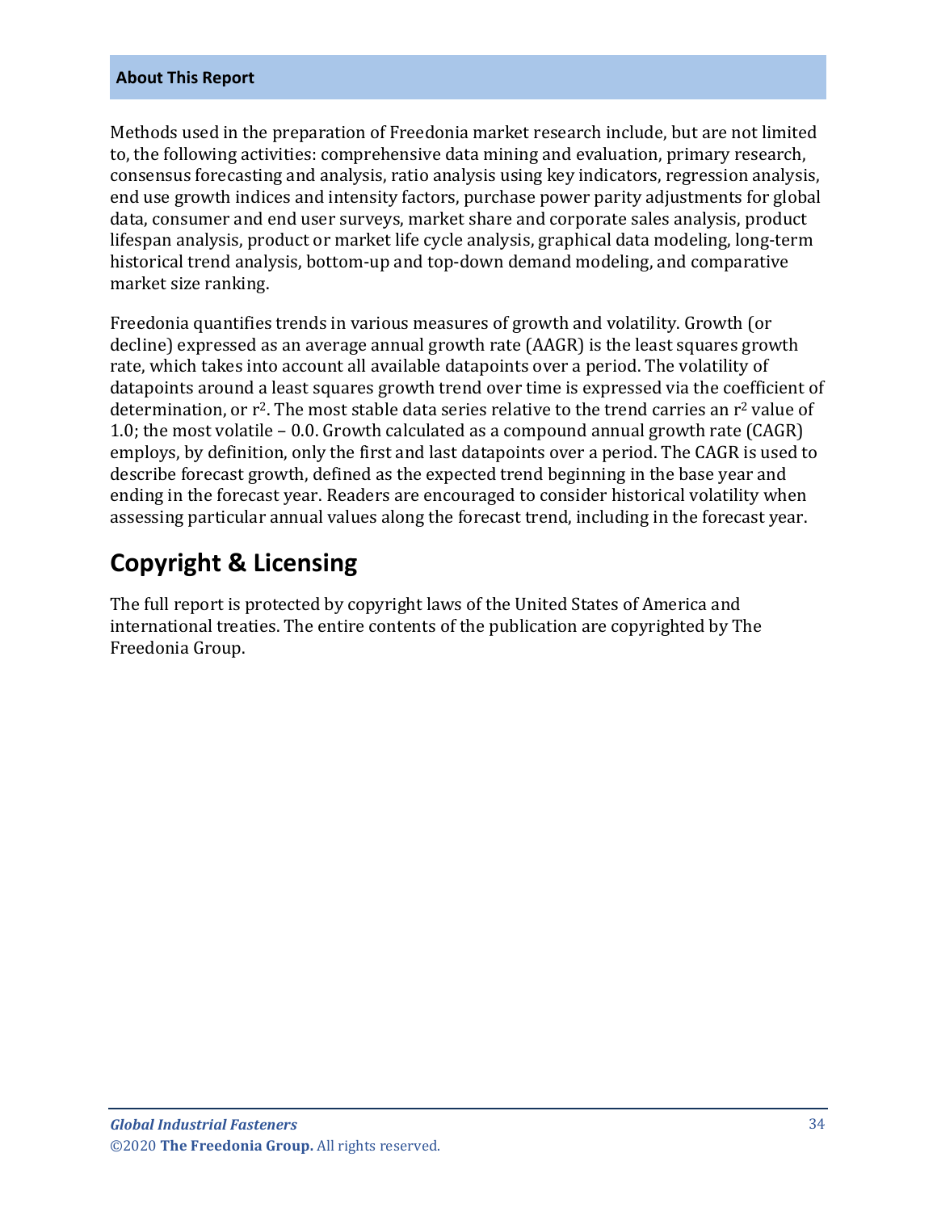## About This Report

Methods used in the preparation of Freedonia market research include, but are not limited to, the following activities: comprehensive data mining and evaluation, primary research, consensus forecasting and analysis, ratio analysis using key indicators, regression analysis, end use growth indices and intensity factors, purchase power parity adjustments for global data, consumer and end user surveys, market share and corporate sales analysis, product lifespan analysis, product or market life cycle analysis, graphical data modeling, long-term historical trend analysis, bottom-up and top-down demand modeling, and comparative market size ranking.

Freedonia quantifies trends in various measures of growth and volatility. Growth (or decline) expressed as an average annual growth rate (AAGR) is the least squares growth rate, which takes into account all available datapoints over a period. The volatility of datapoints around a least squares growth trend over time is expressed via the coefficient of determination, or $r^2$. The most stable data series relative to the trend carries an $r^2$ value of 1.0; the most volatile – 0.0. Growth calculated as a compound annual growth rate (CAGR) employs, by definition, only the first and last datapoints over a period. The CAGR is used to describe forecast growth, defined as the expected trend beginning in the base year and ending in the forecast year. Readers are encouraged to consider historical volatility when assessing particular annual values along the forecast trend, including in the forecast year.

# Copyright & Licensing

The full report is protected by copyright laws of the United States of America and international treaties. The entire contents of the publication are copyrighted by The Freedonia Group.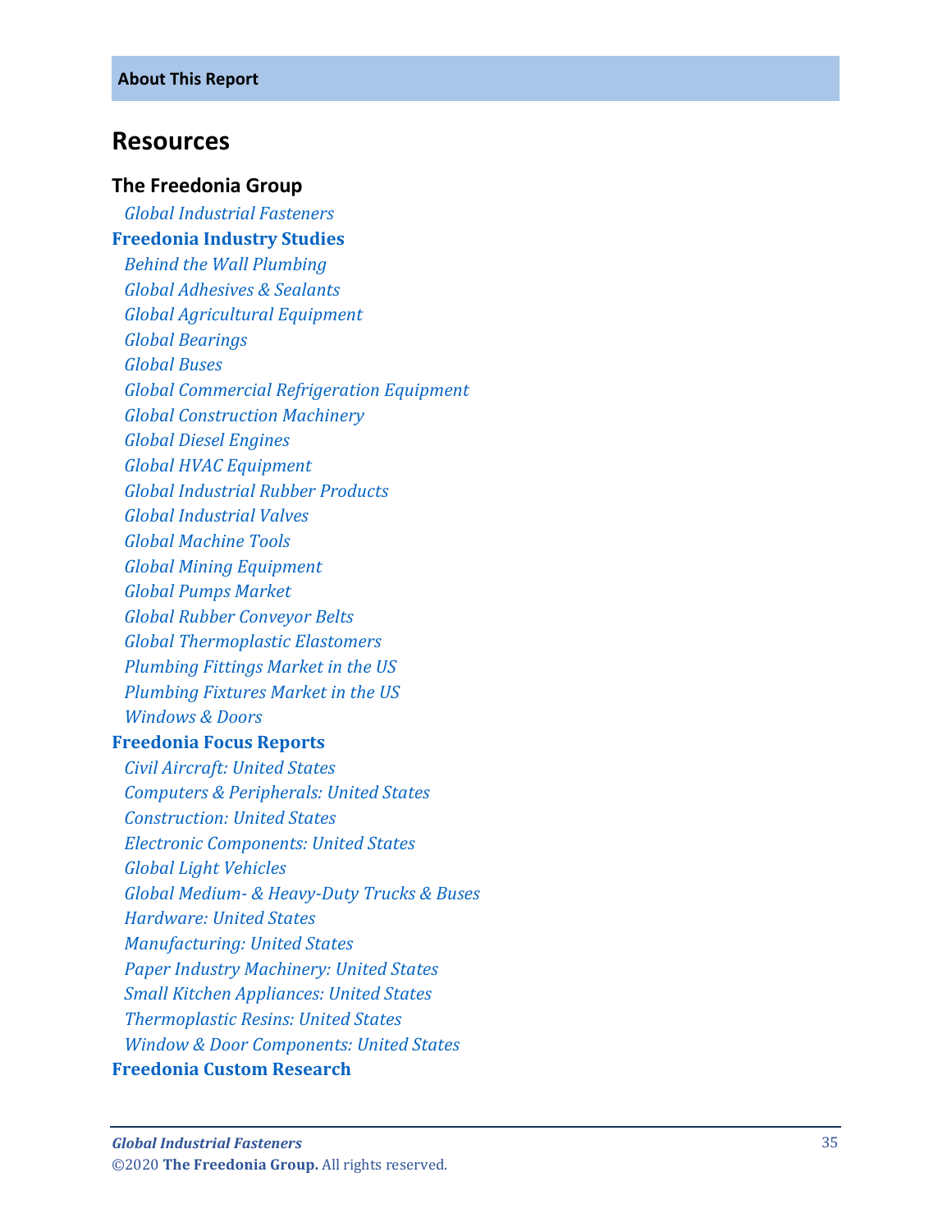**About This Report**

## Resources

### The Freedonia Group

*Global Industrial Fasteners*

### Freedonia Industry Studies

*Behind the Wall Plumbing*
*Global Adhesives & Sealants*
*Global Agricultural Equipment*
*Global Bearings*
*Global Buses*
*Global Commercial Refrigeration Equipment*
*Global Construction Machinery*
*Global Diesel Engines*
*Global HVAC Equipment*
*Global Industrial Rubber Products*
*Global Industrial Valves*
*Global Machine Tools*
*Global Mining Equipment*
*Global Pumps Market*
*Global Rubber Conveyor Belts*
*Global Thermoplastic Elastomers*
*Plumbing Fittings Market in the US*
*Plumbing Fixtures Market in the US*
*Windows & Doors*

### Freedonia Focus Reports

*Civil Aircraft: United States*
*Computers & Peripherals: United States*
*Construction: United States*
*Electronic Components: United States*
*Global Light Vehicles*
*Global Medium- & Heavy-Duty Trucks & Buses*
*Hardware: United States*
*Manufacturing: United States*
*Paper Industry Machinery: United States*
*Small Kitchen Appliances: United States*
*Thermoplastic Resins: United States*
*Window & Door Components: United States*

### Freedonia Custom Research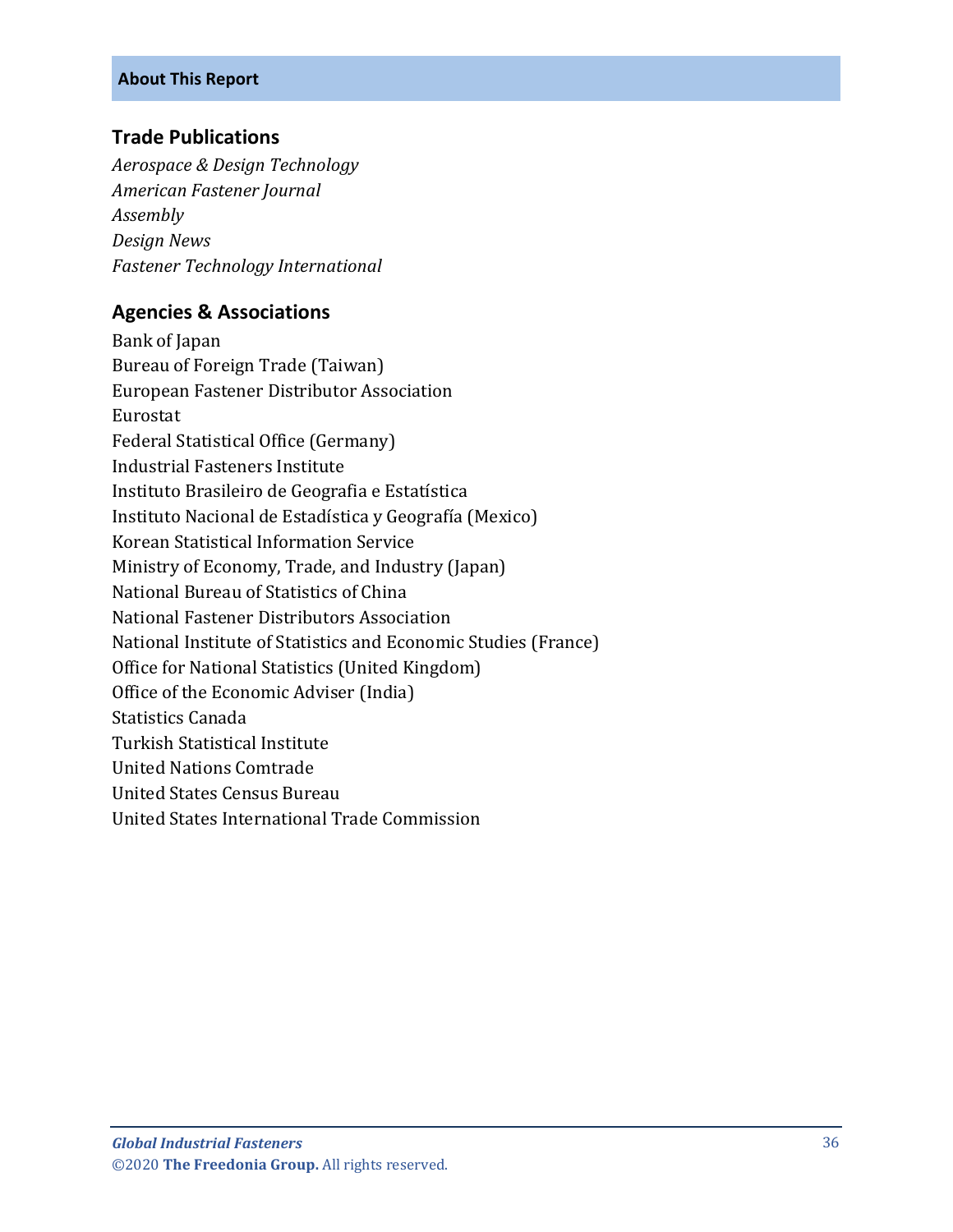## Trade Publications

*Aerospace & Design Technology*
*American Fastener Journal*
*Assembly*
*Design News*
*Fastener Technology International*

## Agencies & Associations

Bank of Japan
Bureau of Foreign Trade (Taiwan)
European Fastener Distributor Association
Eurostat
Federal Statistical Office (Germany)
Industrial Fasteners Institute
Instituto Brasileiro de Geografia e Estatística
Instituto Nacional de Estadística y Geografía (Mexico)
Korean Statistical Information Service
Ministry of Economy, Trade, and Industry (Japan)
National Bureau of Statistics of China
National Fastener Distributors Association
National Institute of Statistics and Economic Studies (France)
Office for National Statistics (United Kingdom)
Office of the Economic Adviser (India)
Statistics Canada
Turkish Statistical Institute
United Nations Comtrade
United States Census Bureau
United States International Trade Commission